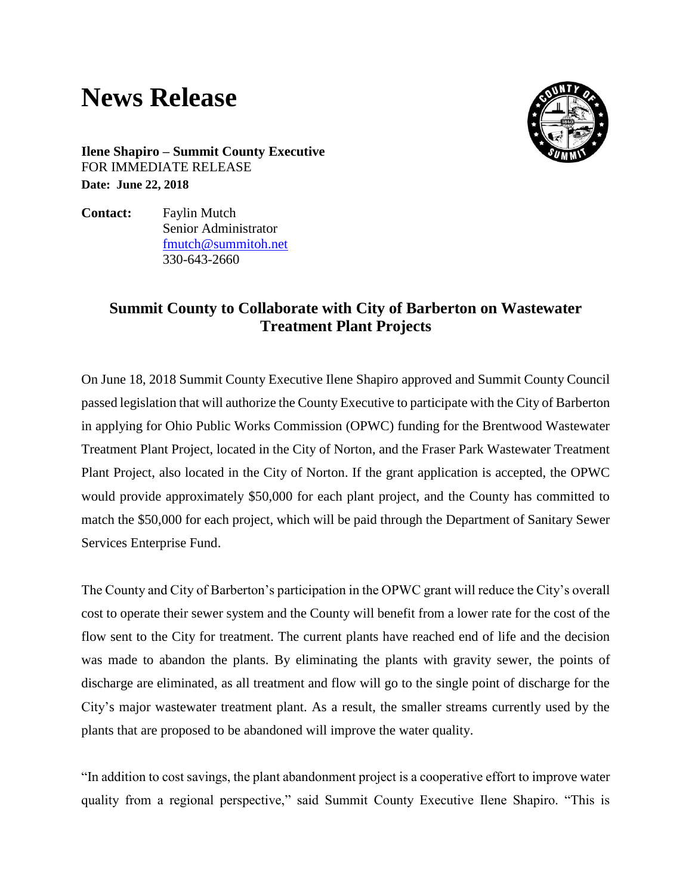# News Release

**Ilene Shapiro – Summit County Executive**
FOR IMMEDIATE RELEASE
**Date: June 22, 2018**

**Contact:** Faylin Mutch
Senior Administrator
fmutch@summitoh.net
330-643-2660

## Summit County to Collaborate with City of Barberton on Wastewater Treatment Plant Projects

On June 18, 2018 Summit County Executive Ilene Shapiro approved and Summit County Council passed legislation that will authorize the County Executive to participate with the City of Barberton in applying for Ohio Public Works Commission (OPWC) funding for the Brentwood Wastewater Treatment Plant Project, located in the City of Norton, and the Fraser Park Wastewater Treatment Plant Project, also located in the City of Norton. If the grant application is accepted, the OPWC would provide approximately $50,000 for each plant project, and the County has committed to match the $50,000 for each project, which will be paid through the Department of Sanitary Sewer Services Enterprise Fund.

The County and City of Barberton's participation in the OPWC grant will reduce the City's overall cost to operate their sewer system and the County will benefit from a lower rate for the cost of the flow sent to the City for treatment. The current plants have reached end of life and the decision was made to abandon the plants. By eliminating the plants with gravity sewer, the points of discharge are eliminated, as all treatment and flow will go to the single point of discharge for the City's major wastewater treatment plant. As a result, the smaller streams currently used by the plants that are proposed to be abandoned will improve the water quality.

"In addition to cost savings, the plant abandonment project is a cooperative effort to improve water quality from a regional perspective," said Summit County Executive Ilene Shapiro. "This is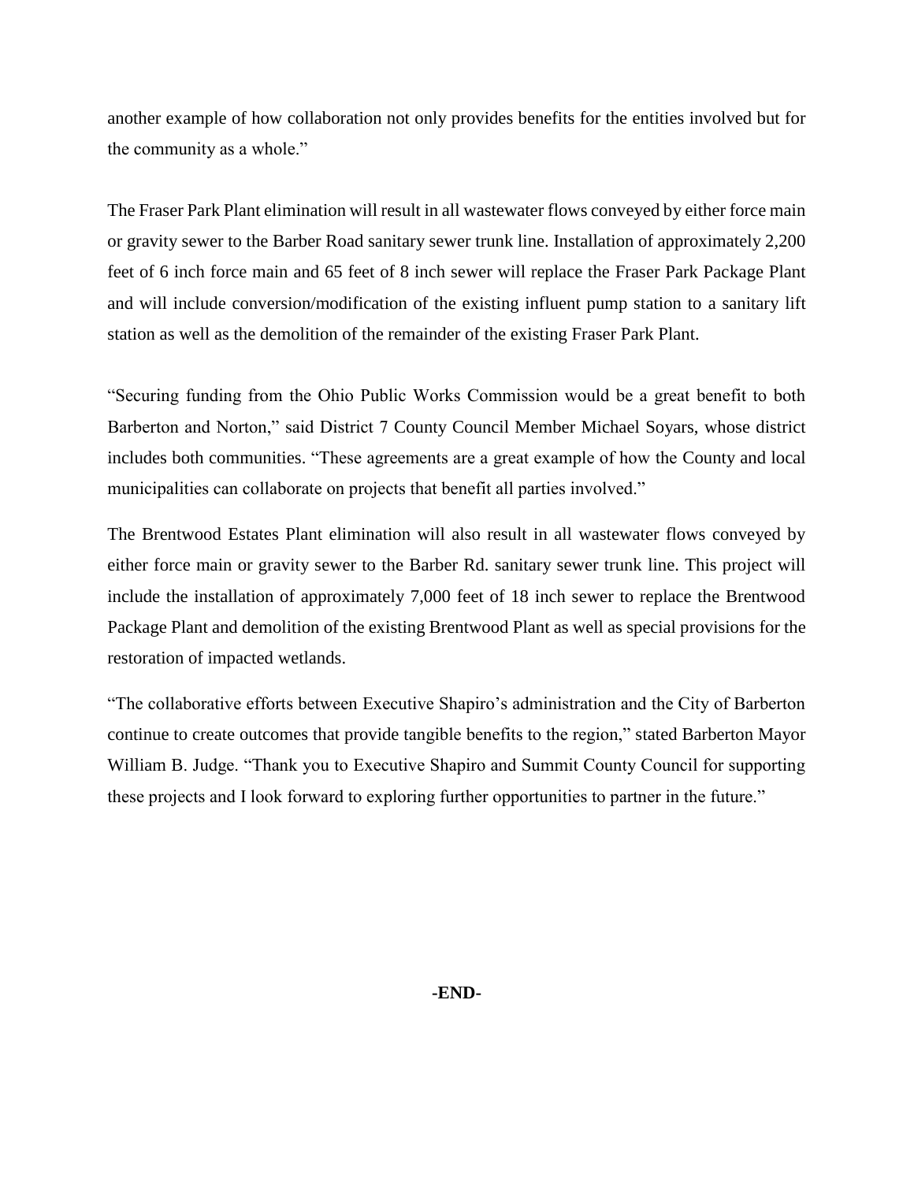another example of how collaboration not only provides benefits for the entities involved but for the community as a whole."

The Fraser Park Plant elimination will result in all wastewater flows conveyed by either force main or gravity sewer to the Barber Road sanitary sewer trunk line. Installation of approximately 2,200 feet of 6 inch force main and 65 feet of 8 inch sewer will replace the Fraser Park Package Plant and will include conversion/modification of the existing influent pump station to a sanitary lift station as well as the demolition of the remainder of the existing Fraser Park Plant.

"Securing funding from the Ohio Public Works Commission would be a great benefit to both Barberton and Norton," said District 7 County Council Member Michael Soyars, whose district includes both communities. "These agreements are a great example of how the County and local municipalities can collaborate on projects that benefit all parties involved."

The Brentwood Estates Plant elimination will also result in all wastewater flows conveyed by either force main or gravity sewer to the Barber Rd. sanitary sewer trunk line. This project will include the installation of approximately 7,000 feet of 18 inch sewer to replace the Brentwood Package Plant and demolition of the existing Brentwood Plant as well as special provisions for the restoration of impacted wetlands.

"The collaborative efforts between Executive Shapiro's administration and the City of Barberton continue to create outcomes that provide tangible benefits to the region," stated Barberton Mayor William B. Judge. "Thank you to Executive Shapiro and Summit County Council for supporting these projects and I look forward to exploring further opportunities to partner in the future."

**-END-**